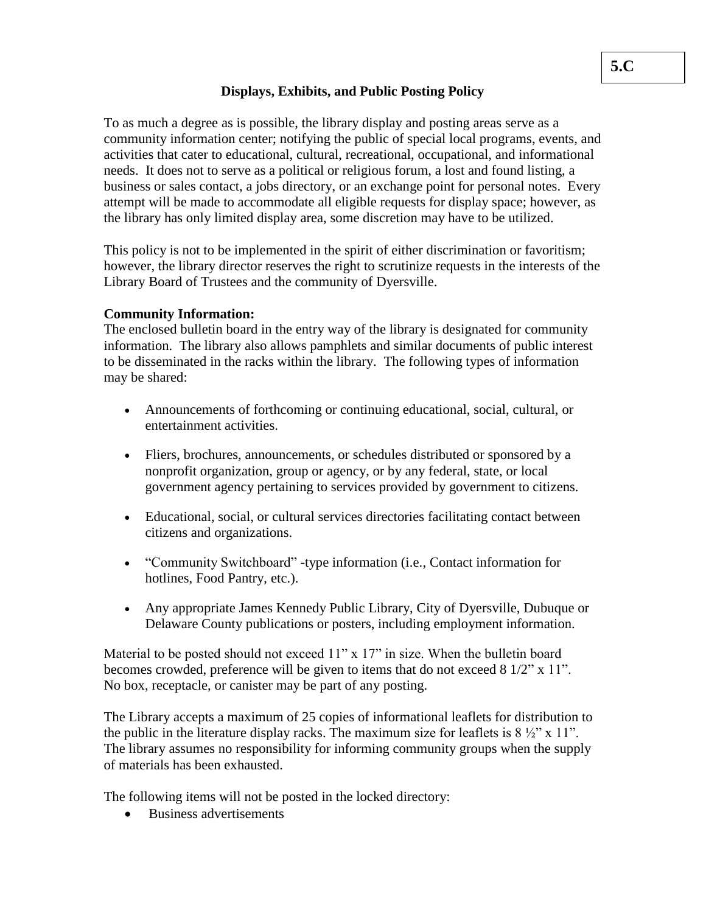5.C

# Displays, Exhibits, and Public Posting Policy

To as much a degree as is possible, the library display and posting areas serve as a community information center; notifying the public of special local programs, events, and activities that cater to educational, cultural, recreational, occupational, and informational needs. It does not to serve as a political or religious forum, a lost and found listing, a business or sales contact, a jobs directory, or an exchange point for personal notes. Every attempt will be made to accommodate all eligible requests for display space; however, as the library has only limited display area, some discretion may have to be utilized.

This policy is not to be implemented in the spirit of either discrimination or favoritism; however, the library director reserves the right to scrutinize requests in the interests of the Library Board of Trustees and the community of Dyersville.

**Community Information:**

The enclosed bulletin board in the entry way of the library is designated for community information. The library also allows pamphlets and similar documents of public interest to be disseminated in the racks within the library. The following types of information may be shared:

- Announcements of forthcoming or continuing educational, social, cultural, or entertainment activities.
- Fliers, brochures, announcements, or schedules distributed or sponsored by a nonprofit organization, group or agency, or by any federal, state, or local government agency pertaining to services provided by government to citizens.
- Educational, social, or cultural services directories facilitating contact between citizens and organizations.
- "Community Switchboard" -type information (i.e., Contact information for hotlines, Food Pantry, etc.).
- Any appropriate James Kennedy Public Library, City of Dyersville, Dubuque or Delaware County publications or posters, including employment information.

Material to be posted should not exceed 11" x 17" in size. When the bulletin board becomes crowded, preference will be given to items that do not exceed 8 1/2" x 11". No box, receptacle, or canister may be part of any posting.

The Library accepts a maximum of 25 copies of informational leaflets for distribution to the public in the literature display racks. The maximum size for leaflets is 8 ½" x 11". The library assumes no responsibility for informing community groups when the supply of materials has been exhausted.

The following items will not be posted in the locked directory:

- Business advertisements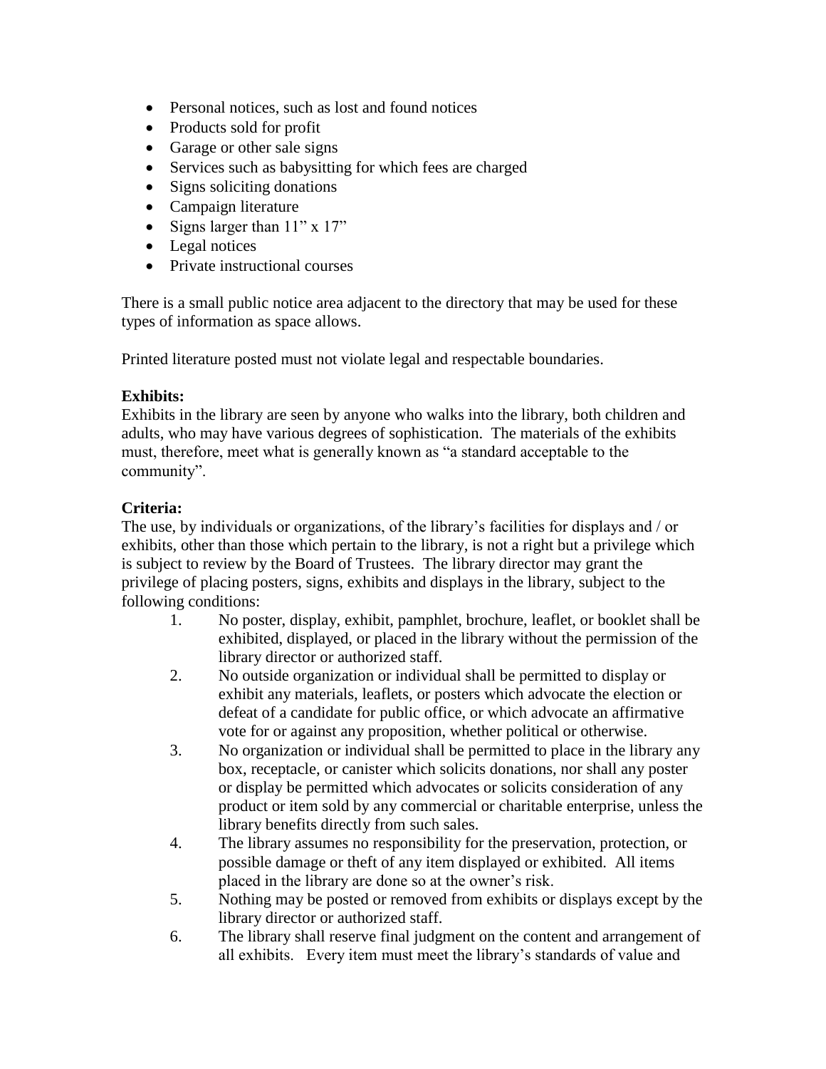- Personal notices, such as lost and found notices
- Products sold for profit
- Garage or other sale signs
- Services such as babysitting for which fees are charged
- Signs soliciting donations
- Campaign literature
- Signs larger than 11" x 17"
- Legal notices
- Private instructional courses

There is a small public notice area adjacent to the directory that may be used for these types of information as space allows.

Printed literature posted must not violate legal and respectable boundaries.

**Exhibits:**
Exhibits in the library are seen by anyone who walks into the library, both children and adults, who may have various degrees of sophistication. The materials of the exhibits must, therefore, meet what is generally known as "a standard acceptable to the community".

**Criteria:**
The use, by individuals or organizations, of the library's facilities for displays and / or exhibits, other than those which pertain to the library, is not a right but a privilege which is subject to review by the Board of Trustees. The library director may grant the privilege of placing posters, signs, exhibits and displays in the library, subject to the following conditions:

1. No poster, display, exhibit, pamphlet, brochure, leaflet, or booklet shall be exhibited, displayed, or placed in the library without the permission of the library director or authorized staff.
2. No outside organization or individual shall be permitted to display or exhibit any materials, leaflets, or posters which advocate the election or defeat of a candidate for public office, or which advocate an affirmative vote for or against any proposition, whether political or otherwise.
3. No organization or individual shall be permitted to place in the library any box, receptacle, or canister which solicits donations, nor shall any poster or display be permitted which advocates or solicits consideration of any product or item sold by any commercial or charitable enterprise, unless the library benefits directly from such sales.
4. The library assumes no responsibility for the preservation, protection, or possible damage or theft of any item displayed or exhibited. All items placed in the library are done so at the owner's risk.
5. Nothing may be posted or removed from exhibits or displays except by the library director or authorized staff.
6. The library shall reserve final judgment on the content and arrangement of all exhibits. Every item must meet the library's standards of value and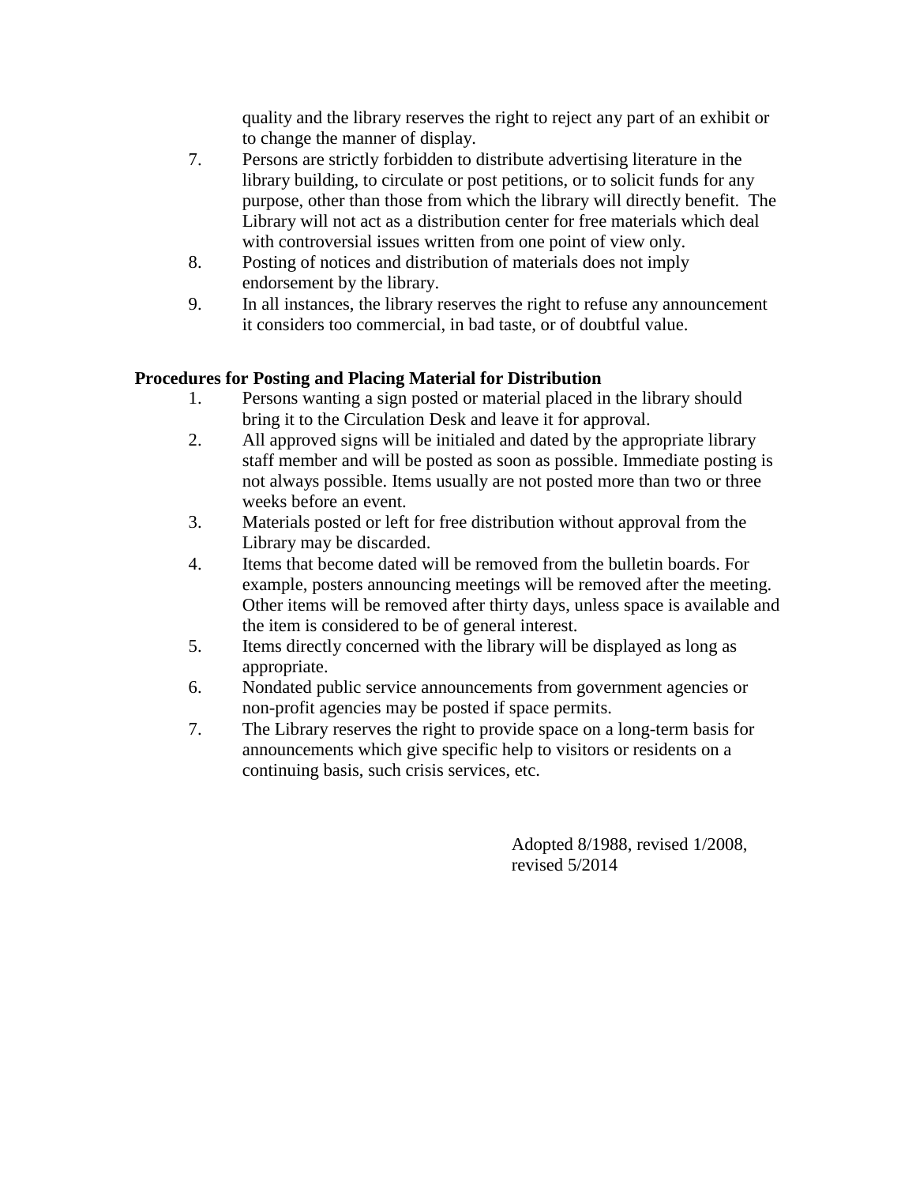quality and the library reserves the right to reject any part of an exhibit or to change the manner of display.

7. Persons are strictly forbidden to distribute advertising literature in the library building, to circulate or post petitions, or to solicit funds for any purpose, other than those from which the library will directly benefit. The Library will not act as a distribution center for free materials which deal with controversial issues written from one point of view only.
8. Posting of notices and distribution of materials does not imply endorsement by the library.
9. In all instances, the library reserves the right to refuse any announcement it considers too commercial, in bad taste, or of doubtful value.

**Procedures for Posting and Placing Material for Distribution**

1. Persons wanting a sign posted or material placed in the library should bring it to the Circulation Desk and leave it for approval.
2. All approved signs will be initialed and dated by the appropriate library staff member and will be posted as soon as possible. Immediate posting is not always possible. Items usually are not posted more than two or three weeks before an event.
3. Materials posted or left for free distribution without approval from the Library may be discarded.
4. Items that become dated will be removed from the bulletin boards. For example, posters announcing meetings will be removed after the meeting. Other items will be removed after thirty days, unless space is available and the item is considered to be of general interest.
5. Items directly concerned with the library will be displayed as long as appropriate.
6. Nondated public service announcements from government agencies or non-profit agencies may be posted if space permits.
7. The Library reserves the right to provide space on a long-term basis for announcements which give specific help to visitors or residents on a continuing basis, such crisis services, etc.

Adopted 8/1988, revised 1/2008, revised 5/2014